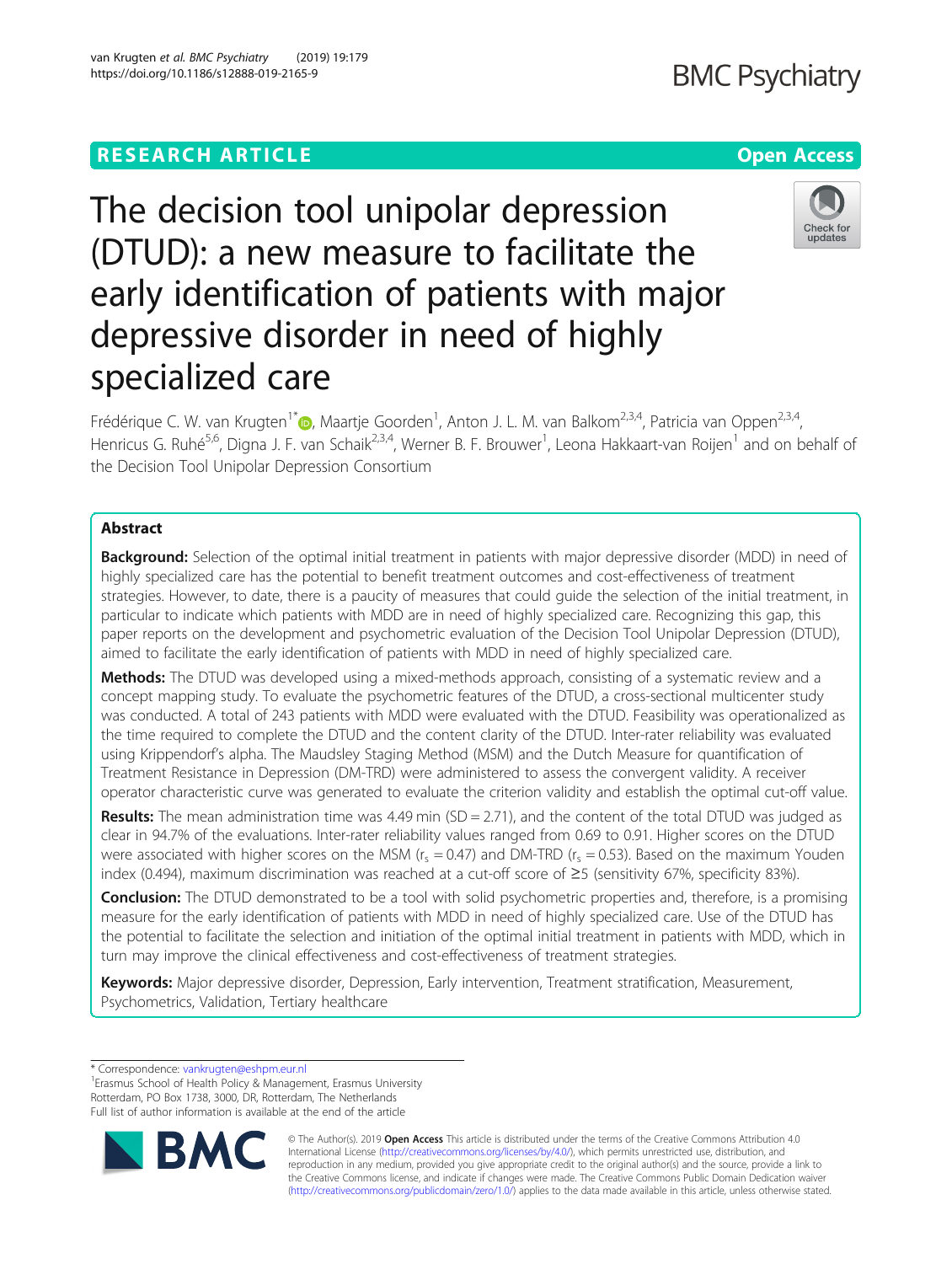RESEARCH ARTICLE

Open Access

# The decision tool unipolar depression (DTUD): a new measure to facilitate the early identification of patients with major depressive disorder in need of highly specialized care

Frédérique C. W. van Krugten[1*], Maartje Goorden[1], Anton J. L. M. van Balkom[2,3,4], Patricia van Oppen[2,3,4], Henricus G. Ruhé[5,6], Digna J. F. van Schaik[2,3,4], Werner B. F. Brouwer[1], Leona Hakkaart-van Roijen[1] and on behalf of the Decision Tool Unipolar Depression Consortium

## Abstract

**Background:** Selection of the optimal initial treatment in patients with major depressive disorder (MDD) in need of highly specialized care has the potential to benefit treatment outcomes and cost-effectiveness of treatment strategies. However, to date, there is a paucity of measures that could guide the selection of the initial treatment, in particular to indicate which patients with MDD are in need of highly specialized care. Recognizing this gap, this paper reports on the development and psychometric evaluation of the Decision Tool Unipolar Depression (DTUD), aimed to facilitate the early identification of patients with MDD in need of highly specialized care.

**Methods:** The DTUD was developed using a mixed-methods approach, consisting of a systematic review and a concept mapping study. To evaluate the psychometric features of the DTUD, a cross-sectional multicenter study was conducted. A total of 243 patients with MDD were evaluated with the DTUD. Feasibility was operationalized as the time required to complete the DTUD and the content clarity of the DTUD. Inter-rater reliability was evaluated using Krippendorf's alpha. The Maudsley Staging Method (MSM) and the Dutch Measure for quantification of Treatment Resistance in Depression (DM-TRD) were administered to assess the convergent validity. A receiver operator characteristic curve was generated to evaluate the criterion validity and establish the optimal cut-off value.

**Results:** The mean administration time was 4.49 min (SD = 2.71), and the content of the total DTUD was judged as clear in 94.7% of the evaluations. Inter-rater reliability values ranged from 0.69 to 0.91. Higher scores on the DTUD were associated with higher scores on the MSM ($r_s = 0.47$) and DM-TRD ($r_s = 0.53$). Based on the maximum Youden index (0.494), maximum discrimination was reached at a cut-off score of ≥5 (sensitivity 67%, specificity 83%).

**Conclusion:** The DTUD demonstrated to be a tool with solid psychometric properties and, therefore, is a promising measure for the early identification of patients with MDD in need of highly specialized care. Use of the DTUD has the potential to facilitate the selection and initiation of the optimal initial treatment in patients with MDD, which in turn may improve the clinical effectiveness and cost-effectiveness of treatment strategies.

**Keywords:** Major depressive disorder, Depression, Early intervention, Treatment stratification, Measurement, Psychometrics, Validation, Tertiary healthcare

\* Correspondence: vankrugten@eshpm.eur.nl
[1]Erasmus School of Health Policy & Management, Erasmus University Rotterdam, PO Box 1738, 3000, DR, Rotterdam, The Netherlands
Full list of author information is available at the end of the article

© The Author(s). 2019 **Open Access** This article is distributed under the terms of the Creative Commons Attribution 4.0 International License (http://creativecommons.org/licenses/by/4.0/), which permits unrestricted use, distribution, and reproduction in any medium, provided you give appropriate credit to the original author(s) and the source, provide a link to the Creative Commons license, and indicate if changes were made. The Creative Commons Public Domain Dedication waiver (http://creativecommons.org/publicdomain/zero/1.0/) applies to the data made available in this article, unless otherwise stated.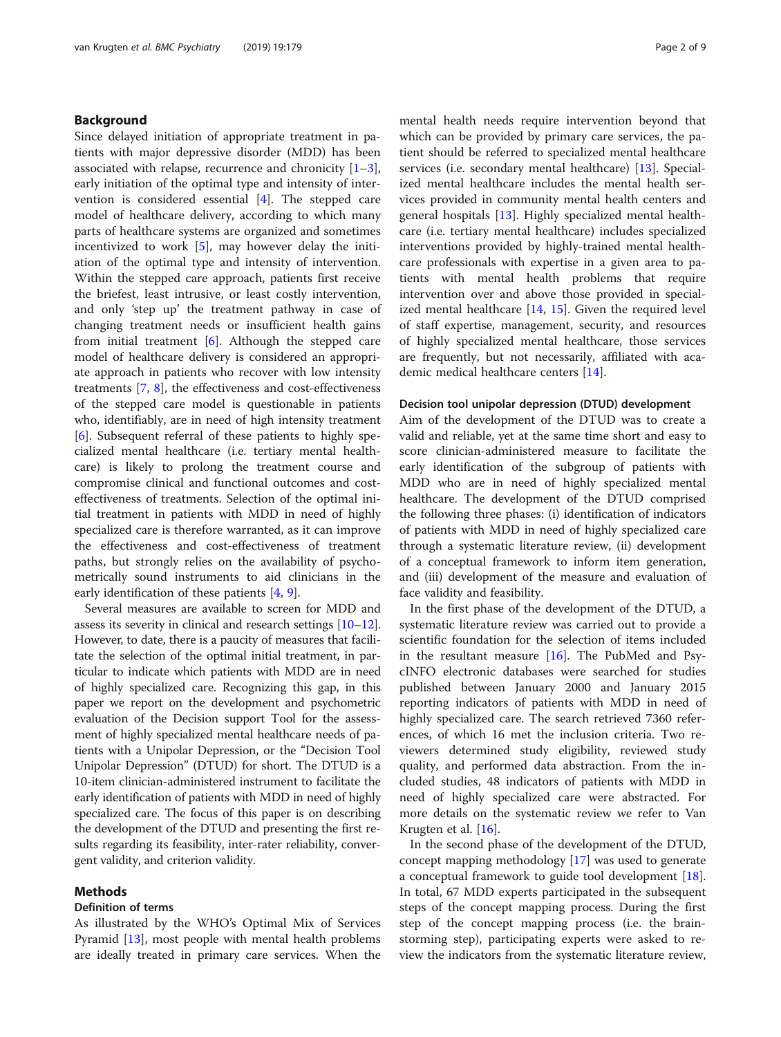## Background

Since delayed initiation of appropriate treatment in patients with major depressive disorder (MDD) has been associated with relapse, recurrence and chronicity [1–3], early initiation of the optimal type and intensity of intervention is considered essential [4]. The stepped care model of healthcare delivery, according to which many parts of healthcare systems are organized and sometimes incentivized to work [5], may however delay the initiation of the optimal type and intensity of intervention. Within the stepped care approach, patients first receive the briefest, least intrusive, or least costly intervention, and only 'step up' the treatment pathway in case of changing treatment needs or insufficient health gains from initial treatment [6]. Although the stepped care model of healthcare delivery is considered an appropriate approach in patients who recover with low intensity treatments [7, 8], the effectiveness and cost-effectiveness of the stepped care model is questionable in patients who, identifiably, are in need of high intensity treatment [6]. Subsequent referral of these patients to highly specialized mental healthcare (i.e. tertiary mental healthcare) is likely to prolong the treatment course and compromise clinical and functional outcomes and cost-effectiveness of treatments. Selection of the optimal initial treatment in patients with MDD in need of highly specialized care is therefore warranted, as it can improve the effectiveness and cost-effectiveness of treatment paths, but strongly relies on the availability of psychometrically sound instruments to aid clinicians in the early identification of these patients [4, 9].

Several measures are available to screen for MDD and assess its severity in clinical and research settings [10–12]. However, to date, there is a paucity of measures that facilitate the selection of the optimal initial treatment, in particular to indicate which patients with MDD are in need of highly specialized care. Recognizing this gap, in this paper we report on the development and psychometric evaluation of the Decision support Tool for the assessment of highly specialized mental healthcare needs of patients with a Unipolar Depression, or the "Decision Tool Unipolar Depression" (DTUD) for short. The DTUD is a 10-item clinician-administered instrument to facilitate the early identification of patients with MDD in need of highly specialized care. The focus of this paper is on describing the development of the DTUD and presenting the first results regarding its feasibility, inter-rater reliability, convergent validity, and criterion validity.

## Methods

### Definition of terms

As illustrated by the WHO's Optimal Mix of Services Pyramid [13], most people with mental health problems are ideally treated in primary care services. When the mental health needs require intervention beyond that which can be provided by primary care services, the patient should be referred to specialized mental healthcare services (i.e. secondary mental healthcare) [13]. Specialized mental healthcare includes the mental health services provided in community mental health centers and general hospitals [13]. Highly specialized mental healthcare (i.e. tertiary mental healthcare) includes specialized interventions provided by highly-trained mental healthcare professionals with expertise in a given area to patients with mental health problems that require intervention over and above those provided in specialized mental healthcare [14, 15]. Given the required level of staff expertise, management, security, and resources of highly specialized mental healthcare, those services are frequently, but not necessarily, affiliated with academic medical healthcare centers [14].

### Decision tool unipolar depression (DTUD) development

Aim of the development of the DTUD was to create a valid and reliable, yet at the same time short and easy to score clinician-administered measure to facilitate the early identification of the subgroup of patients with MDD who are in need of highly specialized mental healthcare. The development of the DTUD comprised the following three phases: (i) identification of indicators of patients with MDD in need of highly specialized care through a systematic literature review, (ii) development of a conceptual framework to inform item generation, and (iii) development of the measure and evaluation of face validity and feasibility.

In the first phase of the development of the DTUD, a systematic literature review was carried out to provide a scientific foundation for the selection of items included in the resultant measure [16]. The PubMed and PsycINFO electronic databases were searched for studies published between January 2000 and January 2015 reporting indicators of patients with MDD in need of highly specialized care. The search retrieved 7360 references, of which 16 met the inclusion criteria. Two reviewers determined study eligibility, reviewed study quality, and performed data abstraction. From the included studies, 48 indicators of patients with MDD in need of highly specialized care were abstracted. For more details on the systematic review we refer to Van Krugten et al. [16].

In the second phase of the development of the DTUD, concept mapping methodology [17] was used to generate a conceptual framework to guide tool development [18]. In total, 67 MDD experts participated in the subsequent steps of the concept mapping process. During the first step of the concept mapping process (i.e. the brainstorming step), participating experts were asked to review the indicators from the systematic literature review,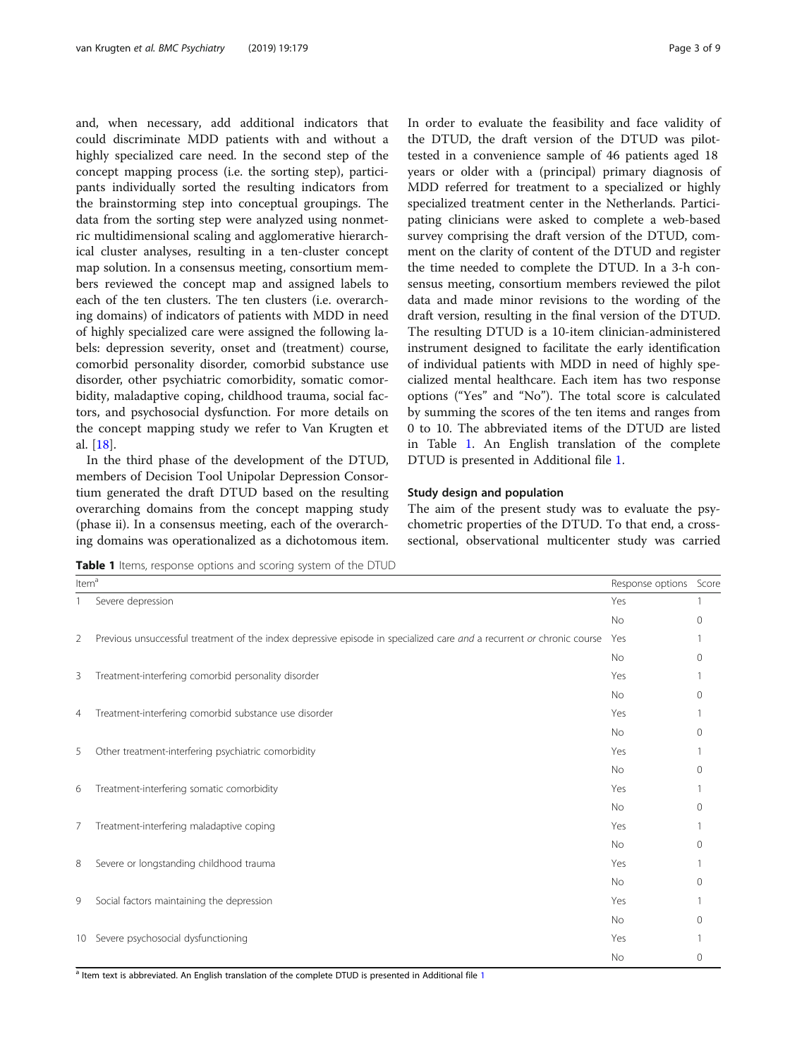and, when necessary, add additional indicators that could discriminate MDD patients with and without a highly specialized care need. In the second step of the concept mapping process (i.e. the sorting step), participants individually sorted the resulting indicators from the brainstorming step into conceptual groupings. The data from the sorting step were analyzed using nonmetric multidimensional scaling and agglomerative hierarchical cluster analyses, resulting in a ten-cluster concept map solution. In a consensus meeting, consortium members reviewed the concept map and assigned labels to each of the ten clusters. The ten clusters (i.e. overarching domains) of indicators of patients with MDD in need of highly specialized care were assigned the following labels: depression severity, onset and (treatment) course, comorbid personality disorder, comorbid substance use disorder, other psychiatric comorbidity, somatic comorbidity, maladaptive coping, childhood trauma, social factors, and psychosocial dysfunction. For more details on the concept mapping study we refer to Van Krugten et al. [18].

In the third phase of the development of the DTUD, members of Decision Tool Unipolar Depression Consortium generated the draft DTUD based on the resulting overarching domains from the concept mapping study (phase ii). In a consensus meeting, each of the overarching domains was operationalized as a dichotomous item. In order to evaluate the feasibility and face validity of the DTUD, the draft version of the DTUD was pilot-tested in a convenience sample of 46 patients aged 18 years or older with a (principal) primary diagnosis of MDD referred for treatment to a specialized or highly specialized treatment center in the Netherlands. Participating clinicians were asked to complete a web-based survey comprising the draft version of the DTUD, comment on the clarity of content of the DTUD and register the time needed to complete the DTUD. In a 3-h consensus meeting, consortium members reviewed the pilot data and made minor revisions to the wording of the draft version, resulting in the final version of the DTUD. The resulting DTUD is a 10-item clinician-administered instrument designed to facilitate the early identification of individual patients with MDD in need of highly specialized mental healthcare. Each item has two response options ("Yes" and "No"). The total score is calculated by summing the scores of the ten items and ranges from 0 to 10. The abbreviated items of the DTUD are listed in Table 1. An English translation of the complete DTUD is presented in Additional file 1.

## Study design and population

The aim of the present study was to evaluate the psychometric properties of the DTUD. To that end, a cross-sectional, observational multicenter study was carried

**Table 1** Items, response options and scoring system of the DTUD

| Item[a] | | Response options | Score |
|---|---|---|---|
| 1 | Severe depression | Yes | 1 |
| | | No | 0 |
| 2 | Previous unsuccessful treatment of the index depressive episode in specialized care *and* a recurrent *or* chronic course | Yes | 1 |
| | | No | 0 |
| 3 | Treatment-interfering comorbid personality disorder | Yes | 1 |
| | | No | 0 |
| 4 | Treatment-interfering comorbid substance use disorder | Yes | 1 |
| | | No | 0 |
| 5 | Other treatment-interfering psychiatric comorbidity | Yes | 1 |
| | | No | 0 |
| 6 | Treatment-interfering somatic comorbidity | Yes | 1 |
| | | No | 0 |
| 7 | Treatment-interfering maladaptive coping | Yes | 1 |
| | | No | 0 |
| 8 | Severe or longstanding childhood trauma | Yes | 1 |
| | | No | 0 |
| 9 | Social factors maintaining the depression | Yes | 1 |
| | | No | 0 |
| 10 | Severe psychosocial dysfunctioning | Yes | 1 |
| | | No | 0 |

[a] Item text is abbreviated. An English translation of the complete DTUD is presented in Additional file 1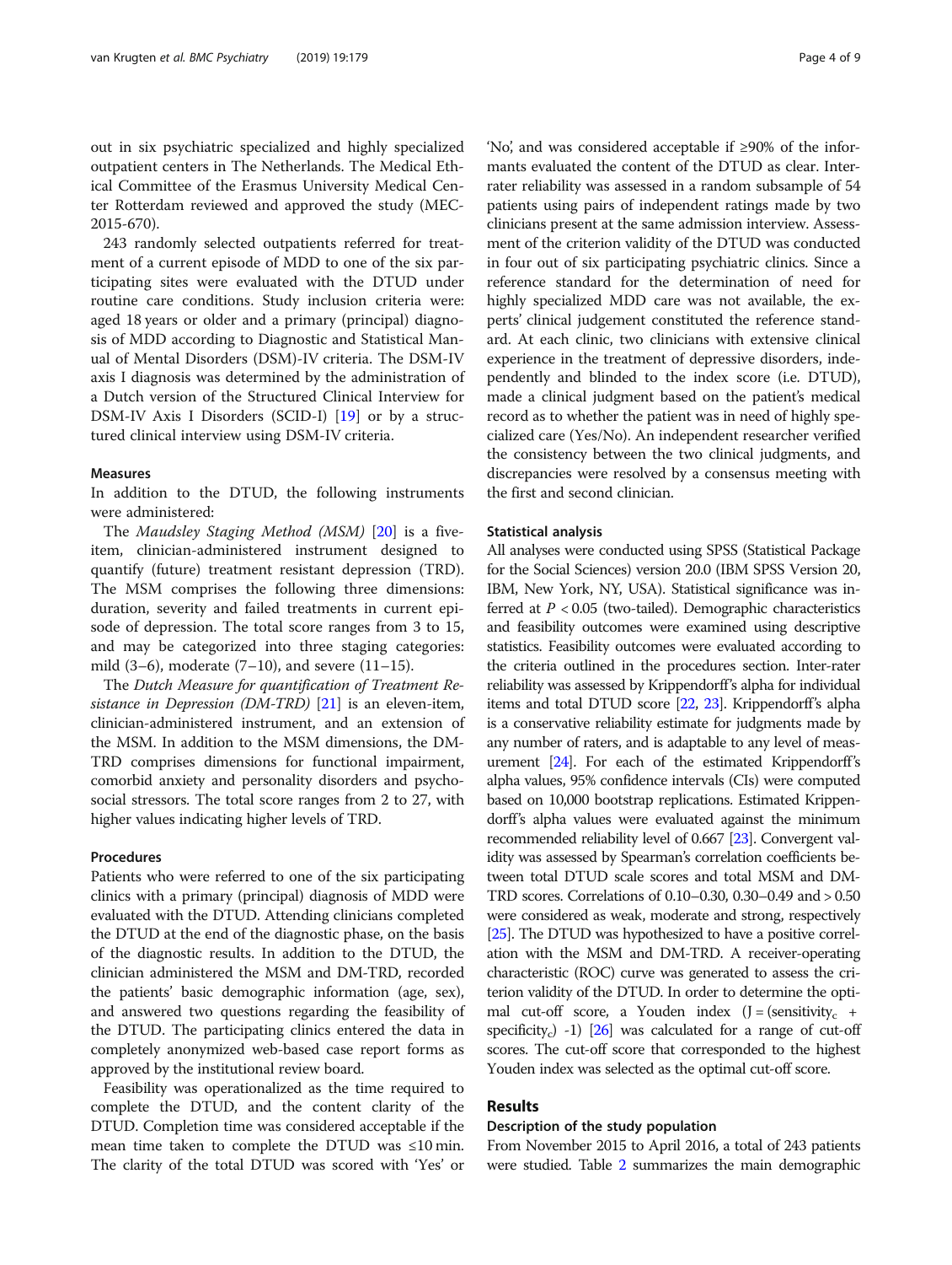out in six psychiatric specialized and highly specialized outpatient centers in The Netherlands. The Medical Ethical Committee of the Erasmus University Medical Center Rotterdam reviewed and approved the study (MEC-2015-670).

243 randomly selected outpatients referred for treatment of a current episode of MDD to one of the six participating sites were evaluated with the DTUD under routine care conditions. Study inclusion criteria were: aged 18 years or older and a primary (principal) diagnosis of MDD according to Diagnostic and Statistical Manual of Mental Disorders (DSM)-IV criteria. The DSM-IV axis I diagnosis was determined by the administration of a Dutch version of the Structured Clinical Interview for DSM-IV Axis I Disorders (SCID-I) [19] or by a structured clinical interview using DSM-IV criteria.

### Measures

In addition to the DTUD, the following instruments were administered:

The *Maudsley Staging Method (MSM)* [20] is a five-item, clinician-administered instrument designed to quantify (future) treatment resistant depression (TRD). The MSM comprises the following three dimensions: duration, severity and failed treatments in current episode of depression. The total score ranges from 3 to 15, and may be categorized into three staging categories: mild (3–6), moderate (7–10), and severe (11–15).

The *Dutch Measure for quantification of Treatment Resistance in Depression (DM-TRD)* [21] is an eleven-item, clinician-administered instrument, and an extension of the MSM. In addition to the MSM dimensions, the DM-TRD comprises dimensions for functional impairment, comorbid anxiety and personality disorders and psychosocial stressors. The total score ranges from 2 to 27, with higher values indicating higher levels of TRD.

### Procedures

Patients who were referred to one of the six participating clinics with a primary (principal) diagnosis of MDD were evaluated with the DTUD. Attending clinicians completed the DTUD at the end of the diagnostic phase, on the basis of the diagnostic results. In addition to the DTUD, the clinician administered the MSM and DM-TRD, recorded the patients' basic demographic information (age, sex), and answered two questions regarding the feasibility of the DTUD. The participating clinics entered the data in completely anonymized web-based case report forms as approved by the institutional review board.

Feasibility was operationalized as the time required to complete the DTUD, and the content clarity of the DTUD. Completion time was considered acceptable if the mean time taken to complete the DTUD was ≤10 min. The clarity of the total DTUD was scored with 'Yes' or 'No', and was considered acceptable if ≥90% of the informants evaluated the content of the DTUD as clear. Inter-rater reliability was assessed in a random subsample of 54 patients using pairs of independent ratings made by two clinicians present at the same admission interview. Assessment of the criterion validity of the DTUD was conducted in four out of six participating psychiatric clinics. Since a reference standard for the determination of need for highly specialized MDD care was not available, the experts' clinical judgement constituted the reference standard. At each clinic, two clinicians with extensive clinical experience in the treatment of depressive disorders, independently and blinded to the index score (i.e. DTUD), made a clinical judgment based on the patient's medical record as to whether the patient was in need of highly specialized care (Yes/No). An independent researcher verified the consistency between the two clinical judgments, and discrepancies were resolved by a consensus meeting with the first and second clinician.

### Statistical analysis

All analyses were conducted using SPSS (Statistical Package for the Social Sciences) version 20.0 (IBM SPSS Version 20, IBM, New York, NY, USA). Statistical significance was inferred at $P < 0.05$ (two-tailed). Demographic characteristics and feasibility outcomes were examined using descriptive statistics. Feasibility outcomes were evaluated according to the criteria outlined in the procedures section. Inter-rater reliability was assessed by Krippendorff's alpha for individual items and total DTUD score [22, 23]. Krippendorff's alpha is a conservative reliability estimate for judgments made by any number of raters, and is adaptable to any level of measurement [24]. For each of the estimated Krippendorff's alpha values, 95% confidence intervals (CIs) were computed based on 10,000 bootstrap replications. Estimated Krippendorff's alpha values were evaluated against the minimum recommended reliability level of 0.667 [23]. Convergent validity was assessed by Spearman's correlation coefficients between total DTUD scale scores and total MSM and DM-TRD scores. Correlations of 0.10–0.30, 0.30–0.49 and > 0.50 were considered as weak, moderate and strong, respectively [25]. The DTUD was hypothesized to have a positive correlation with the MSM and DM-TRD. A receiver-operating characteristic (ROC) curve was generated to assess the criterion validity of the DTUD. In order to determine the optimal cut-off score, a Youden index ($J = (\text{sensitivity}_c + \text{specificity}_c) - 1$) [26] was calculated for a range of cut-off scores. The cut-off score that corresponded to the highest Youden index was selected as the optimal cut-off score.

## Results

### Description of the study population

From November 2015 to April 2016, a total of 243 patients were studied. Table 2 summarizes the main demographic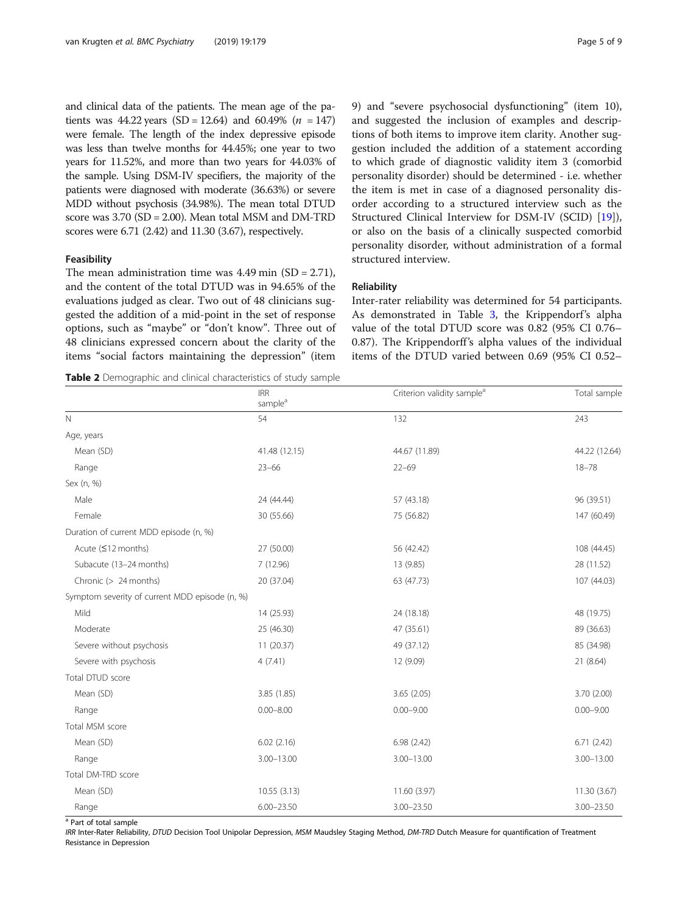and clinical data of the patients. The mean age of the patients was 44.22 years (SD = 12.64) and 60.49% ($n$ = 147) were female. The length of the index depressive episode was less than twelve months for 44.45%; one year to two years for 11.52%, and more than two years for 44.03% of the sample. Using DSM-IV specifiers, the majority of the patients were diagnosed with moderate (36.63%) or severe MDD without psychosis (34.98%). The mean total DTUD score was 3.70 (SD = 2.00). Mean total MSM and DM-TRD scores were 6.71 (2.42) and 11.30 (3.67), respectively.

### Feasibility

The mean administration time was 4.49 min (SD = 2.71), and the content of the total DTUD was in 94.65% of the evaluations judged as clear. Two out of 48 clinicians suggested the addition of a mid-point in the set of response options, such as "maybe" or "don't know". Three out of 48 clinicians expressed concern about the clarity of the items "social factors maintaining the depression" (item 9) and "severe psychosocial dysfunctioning" (item 10), and suggested the inclusion of examples and descriptions of both items to improve item clarity. Another suggestion included the addition of a statement according to which grade of diagnostic validity item 3 (comorbid personality disorder) should be determined - i.e. whether the item is met in case of a diagnosed personality disorder according to a structured interview such as the Structured Clinical Interview for DSM-IV (SCID) [19]), or also on the basis of a clinically suspected comorbid personality disorder, without administration of a formal structured interview.

### Reliability

Inter-rater reliability was determined for 54 participants. As demonstrated in Table 3, the Krippendorf's alpha value of the total DTUD score was 0.82 (95% CI 0.76–0.87). The Krippendorff's alpha values of the individual items of the DTUD varied between 0.69 (95% CI 0.52–

**Table 2** Demographic and clinical characteristics of study sample

| | IRR sample[a] | Criterion validity sample[a] | Total sample |
|---|---|---|---|
| N | 54 | 132 | 243 |
| Age, years | | | |
| Mean (SD) | 41.48 (12.15) | 44.67 (11.89) | 44.22 (12.64) |
| Range | 23–66 | 22–69 | 18–78 |
| Sex (n, %) | | | |
| Male | 24 (44.44) | 57 (43.18) | 96 (39.51) |
| Female | 30 (55.66) | 75 (56.82) | 147 (60.49) |
| Duration of current MDD episode (n, %) | | | |
| Acute (≦12 months) | 27 (50.00) | 56 (42.42) | 108 (44.45) |
| Subacute (13–24 months) | 7 (12.96) | 13 (9.85) | 28 (11.52) |
| Chronic (> 24 months) | 20 (37.04) | 63 (47.73) | 107 (44.03) |
| Symptom severity of current MDD episode (n, %) | | | |
| Mild | 14 (25.93) | 24 (18.18) | 48 (19.75) |
| Moderate | 25 (46.30) | 47 (35.61) | 89 (36.63) |
| Severe without psychosis | 11 (20.37) | 49 (37.12) | 85 (34.98) |
| Severe with psychosis | 4 (7.41) | 12 (9.09) | 21 (8.64) |
| Total DTUD score | | | |
| Mean (SD) | 3.85 (1.85) | 3.65 (2.05) | 3.70 (2.00) |
| Range | 0.00–8.00 | 0.00–9.00 | 0.00–9.00 |
| Total MSM score | | | |
| Mean (SD) | 6.02 (2.16) | 6.98 (2.42) | 6.71 (2.42) |
| Range | 3.00–13.00 | 3.00–13.00 | 3.00–13.00 |
| Total DM-TRD score | | | |
| Mean (SD) | 10.55 (3.13) | 11.60 (3.97) | 11.30 (3.67) |
| Range | 6.00–23.50 | 3.00–23.50 | 3.00–23.50 |

[a] Part of total sample

*IRR* Inter-Rater Reliability, *DTUD* Decision Tool Unipolar Depression, *MSM* Maudsley Staging Method, *DM-TRD* Dutch Measure for quantification of Treatment Resistance in Depression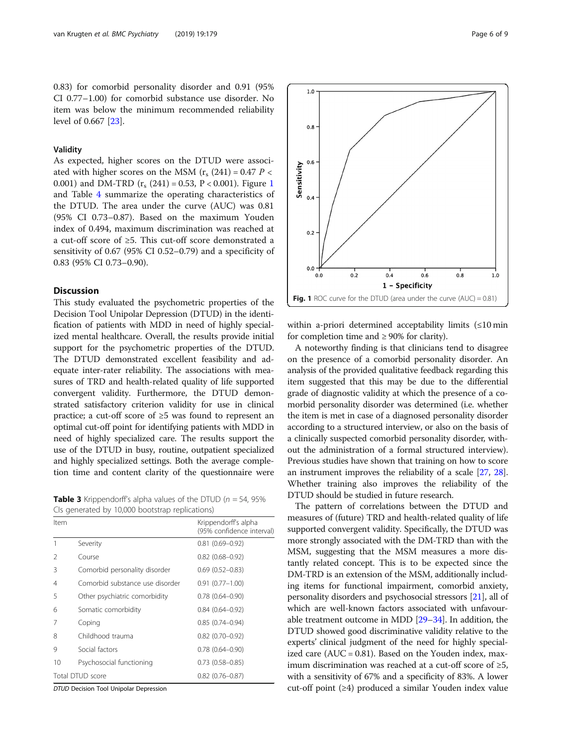0.83) for comorbid personality disorder and 0.91 (95% CI 0.77–1.00) for comorbid substance use disorder. No item was below the minimum recommended reliability level of 0.667 [23].

### Validity

As expected, higher scores on the DTUD were associated with higher scores on the MSM ($r_s$ (241) = 0.47 $P <$ 0.001) and DM-TRD ($r_s$ (241) = 0.53, P < 0.001). Figure 1 and Table 4 summarize the operating characteristics of the DTUD. The area under the curve (AUC) was 0.81 (95% CI 0.73–0.87). Based on the maximum Youden index of 0.494, maximum discrimination was reached at a cut-off score of ≥5. This cut-off score demonstrated a sensitivity of 0.67 (95% CI 0.52–0.79) and a specificity of 0.83 (95% CI 0.73–0.90).

## Discussion

This study evaluated the psychometric properties of the Decision Tool Unipolar Depression (DTUD) in the identification of patients with MDD in need of highly specialized mental healthcare. Overall, the results provide initial support for the psychometric properties of the DTUD. The DTUD demonstrated excellent feasibility and adequate inter-rater reliability. The associations with measures of TRD and health-related quality of life supported convergent validity. Furthermore, the DTUD demonstrated satisfactory criterion validity for use in clinical practice; a cut-off score of ≥5 was found to represent an optimal cut-off point for identifying patients with MDD in need of highly specialized care. The results support the use of the DTUD in busy, routine, outpatient specialized and highly specialized settings. Both the average completion time and content clarity of the questionnaire were within a-priori determined acceptability limits (≤10 min for completion time and ≥ 90% for clarity).

**Table 3** Krippendorff's alpha values of the DTUD (*n* = 54, 95% CIs generated by 10,000 bootstrap replications)

| Item | | Krippendorff's alpha (95% confidence interval) |
|---|---|---|
| 1 | Severity | 0.81 (0.69–0.92) |
| 2 | Course | 0.82 (0.68–0.92) |
| 3 | Comorbid personality disorder | 0.69 (0.52–0.83) |
| 4 | Comorbid substance use disorder | 0.91 (0.77–1.00) |
| 5 | Other psychiatric comorbidity | 0.78 (0.64–0.90) |
| 6 | Somatic comorbidity | 0.84 (0.64–0.92) |
| 7 | Coping | 0.85 (0.74–0.94) |
| 8 | Childhood trauma | 0.82 (0.70–0.92) |
| 9 | Social factors | 0.78 (0.64–0.90) |
| 10 | Psychosocial functioning | 0.73 (0.58–0.85) |
| Total DTUD score | | 0.82 (0.76–0.87) |

*DTUD* Decision Tool Unipolar Depression

**Fig. 1** ROC curve for the DTUD (area under the curve (AUC) = 0.81)

A noteworthy finding is that clinicians tend to disagree on the presence of a comorbid personality disorder. An analysis of the provided qualitative feedback regarding this item suggested that this may be due to the differential grade of diagnostic validity at which the presence of a comorbid personality disorder was determined (i.e. whether the item is met in case of a diagnosed personality disorder according to a structured interview, or also on the basis of a clinically suspected comorbid personality disorder, without the administration of a formal structured interview). Previous studies have shown that training on how to score an instrument improves the reliability of a scale [27, 28]. Whether training also improves the reliability of the DTUD should be studied in future research.

The pattern of correlations between the DTUD and measures of (future) TRD and health-related quality of life supported convergent validity. Specifically, the DTUD was more strongly associated with the DM-TRD than with the MSM, suggesting that the MSM measures a more distantly related concept. This is to be expected since the DM-TRD is an extension of the MSM, additionally including items for functional impairment, comorbid anxiety, personality disorders and psychosocial stressors [21], all of which are well-known factors associated with unfavourable treatment outcome in MDD [29–34]. In addition, the DTUD showed good discriminative validity relative to the experts' clinical judgment of the need for highly specialized care (AUC = 0.81). Based on the Youden index, maximum discrimination was reached at a cut-off score of ≥5, with a sensitivity of 67% and a specificity of 83%. A lower cut-off point (≥4) produced a similar Youden index value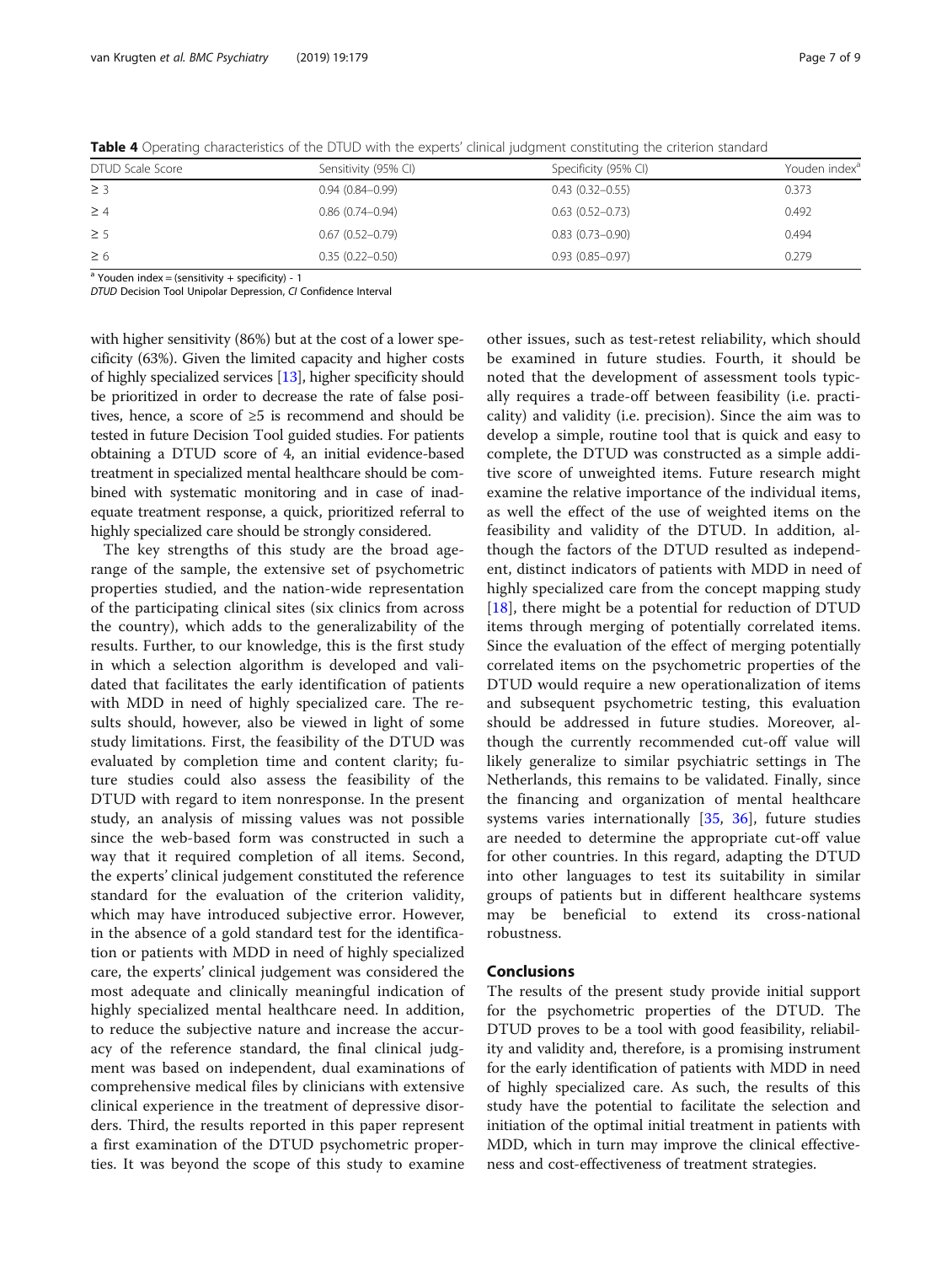**Table 4** Operating characteristics of the DTUD with the experts' clinical judgment constituting the criterion standard

| DTUD Scale Score | Sensitivity (95% CI) | Specificity (95% CI) | Youden index[a] |
|---|---|---|---|
| ≥ 3 | 0.94 (0.84–0.99) | 0.43 (0.32–0.55) | 0.373 |
| ≥ 4 | 0.86 (0.74–0.94) | 0.63 (0.52–0.73) | 0.492 |
| ≥ 5 | 0.67 (0.52–0.79) | 0.83 (0.73–0.90) | 0.494 |
| ≥ 6 | 0.35 (0.22–0.50) | 0.93 (0.85–0.97) | 0.279 |

[a] Youden index = (sensitivity + specificity) - 1

*DTUD* Decision Tool Unipolar Depression, *CI* Confidence Interval

with higher sensitivity (86%) but at the cost of a lower specificity (63%). Given the limited capacity and higher costs of highly specialized services [13], higher specificity should be prioritized in order to decrease the rate of false positives, hence, a score of ≥5 is recommend and should be tested in future Decision Tool guided studies. For patients obtaining a DTUD score of 4, an initial evidence-based treatment in specialized mental healthcare should be combined with systematic monitoring and in case of inadequate treatment response, a quick, prioritized referral to highly specialized care should be strongly considered.

The key strengths of this study are the broad age-range of the sample, the extensive set of psychometric properties studied, and the nation-wide representation of the participating clinical sites (six clinics from across the country), which adds to the generalizability of the results. Further, to our knowledge, this is the first study in which a selection algorithm is developed and validated that facilitates the early identification of patients with MDD in need of highly specialized care. The results should, however, also be viewed in light of some study limitations. First, the feasibility of the DTUD was evaluated by completion time and content clarity; future studies could also assess the feasibility of the DTUD with regard to item nonresponse. In the present study, an analysis of missing values was not possible since the web-based form was constructed in such a way that it required completion of all items. Second, the experts' clinical judgement constituted the reference standard for the evaluation of the criterion validity, which may have introduced subjective error. However, in the absence of a gold standard test for the identification or patients with MDD in need of highly specialized care, the experts' clinical judgement was considered the most adequate and clinically meaningful indication of highly specialized mental healthcare need. In addition, to reduce the subjective nature and increase the accuracy of the reference standard, the final clinical judgment was based on independent, dual examinations of comprehensive medical files by clinicians with extensive clinical experience in the treatment of depressive disorders. Third, the results reported in this paper represent a first examination of the DTUD psychometric properties. It was beyond the scope of this study to examine other issues, such as test-retest reliability, which should be examined in future studies. Fourth, it should be noted that the development of assessment tools typically requires a trade-off between feasibility (i.e. practicality) and validity (i.e. precision). Since the aim was to develop a simple, routine tool that is quick and easy to complete, the DTUD was constructed as a simple additive score of unweighted items. Future research might examine the relative importance of the individual items, as well the effect of the use of weighted items on the feasibility and validity of the DTUD. In addition, although the factors of the DTUD resulted as independent, distinct indicators of patients with MDD in need of highly specialized care from the concept mapping study [18], there might be a potential for reduction of DTUD items through merging of potentially correlated items. Since the evaluation of the effect of merging potentially correlated items on the psychometric properties of the DTUD would require a new operationalization of items and subsequent psychometric testing, this evaluation should be addressed in future studies. Moreover, although the currently recommended cut-off value will likely generalize to similar psychiatric settings in The Netherlands, this remains to be validated. Finally, since the financing and organization of mental healthcare systems varies internationally [35, 36], future studies are needed to determine the appropriate cut-off value for other countries. In this regard, adapting the DTUD into other languages to test its suitability in similar groups of patients but in different healthcare systems may be beneficial to extend its cross-national robustness.

## Conclusions

The results of the present study provide initial support for the psychometric properties of the DTUD. The DTUD proves to be a tool with good feasibility, reliability and validity and, therefore, is a promising instrument for the early identification of patients with MDD in need of highly specialized care. As such, the results of this study have the potential to facilitate the selection and initiation of the optimal initial treatment in patients with MDD, which in turn may improve the clinical effectiveness and cost-effectiveness of treatment strategies.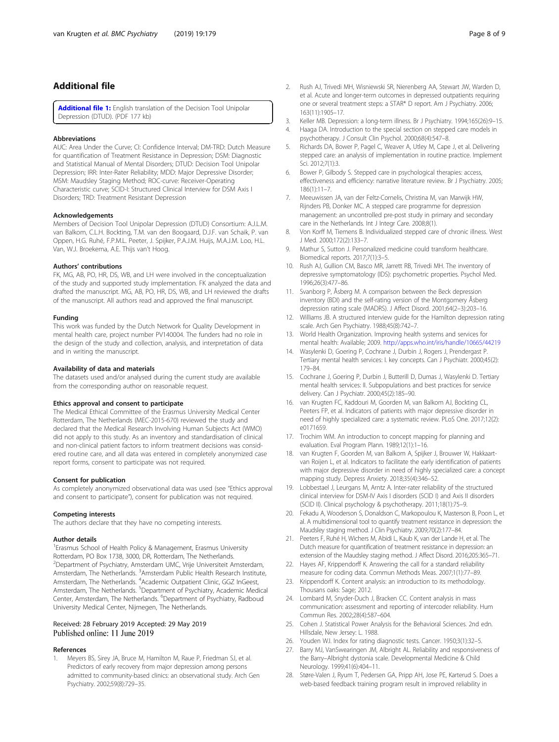## Additional file

**Additional file 1:** English translation of the Decision Tool Unipolar Depression (DTUD). (PDF 177 kb)

### Abbreviations

AUC: Area Under the Curve; CI: Confidence Interval; DM-TRD: Dutch Measure for quantification of Treatment Resistance in Depression; DSM: Diagnostic and Statistical Manual of Mental Disorders; DTUD: Decision Tool Unipolar Depression; IRR: Inter-Rater Reliability; MDD: Major Depressive Disorder; MSM: Maudsley Staging Method; ROC-curve: Receiver-Operating Characteristic curve; SCID-I: Structured Clinical Interview for DSM Axis I Disorders; TRD: Treatment Resistant Depression

### Acknowledgements

Members of Decision Tool Unipolar Depression (DTUD) Consortium: A.J.L.M. van Balkom, C.L.H. Bockting, T.M. van den Boogaard, D.J.F. van Schaik, P. van Oppen, H.G. Ruhé, F.P.M.L. Peeter, J. Spijker, P.A.J.M. Huijs, M.A.J.M. Loo, H.L. Van, W.J. Broekema, A.E. Thijs van't Hoog.

### Authors' contributions

FK, MG, AB, PO, HR, DS, WB, and LH were involved in the conceptualization of the study and supported study implementation. FK analyzed the data and drafted the manuscript. MG, AB, PO, HR, DS, WB, and LH reviewed the drafts of the manuscript. All authors read and approved the final manuscript.

### Funding

This work was funded by the Dutch Network for Quality Development in mental health care, project number PV140004. The funders had no role in the design of the study and collection, analysis, and interpretation of data and in writing the manuscript.

### Availability of data and materials

The datasets used and/or analysed during the current study are available from the corresponding author on reasonable request.

### Ethics approval and consent to participate

The Medical Ethical Committee of the Erasmus University Medical Center Rotterdam, The Netherlands (MEC-2015-670) reviewed the study and declared that the Medical Research Involving Human Subjects Act (WMO) did not apply to this study. As an inventory and standardisation of clinical and non-clinical patient factors to inform treatment decisions was considered routine care, and all data was entered in completely anonymized case report forms, consent to participate was not required.

### Consent for publication

As completely anonymized observational data was used (see "Ethics approval and consent to participate"), consent for publication was not required.

### Competing interests

The authors declare that they have no competing interests.

### Author details

[1]Erasmus School of Health Policy & Management, Erasmus University Rotterdam, PO Box 1738, 3000, DR, Rotterdam, The Netherlands. [2]Department of Psychiatry, Amsterdam UMC, Vrije Universiteit Amsterdam, Amsterdam, The Netherlands. [3]Amsterdam Public Health Research Institute, Amsterdam, The Netherlands. [4]Academic Outpatient Clinic, GGZ InGeest, Amsterdam, The Netherlands. [5]Department of Psychiatry, Academic Medical Center, Amsterdam, The Netherlands. [6]Department of Psychiatry, Radboud University Medical Center, Nijmegen, The Netherlands.

Received: 28 February 2019 Accepted: 29 May 2019
Published online: 11 June 2019

### References

1. Meyers BS, Sirey JA, Bruce M, Hamilton M, Raue P, Friedman SJ, et al. Predictors of early recovery from major depression among persons admitted to community-based clinics: an observational study. Arch Gen Psychiatry. 2002;59(8):729–35.
2. Rush AJ, Trivedi MH, Wisniewski SR, Nierenberg AA, Stewart JW, Warden D, et al. Acute and longer-term outcomes in depressed outpatients requiring one or several treatment steps: a STAR* D report. Am J Psychiatry. 2006; 163(11):1905–17.
3. Keller MB. Depression: a long-term illness. Br J Psychiatry. 1994;165(26):9–15.
4. Haaga DA. Introduction to the special section on stepped care models in psychotherapy. J Consult Clin Psychol. 2000;68(4):547–8.
5. Richards DA, Bower P, Pagel C, Weaver A, Utley M, Cape J, et al. Delivering stepped care: an analysis of implementation in routine practice. Implement Sci. 2012;7(1):3.
6. Bower P, Gilbody S. Stepped care in psychological therapies: access, effectiveness and efficiency: narrative literature review. Br J Psychiatry. 2005; 186(1):11–7.
7. Meeuwissen JA, van der Feltz-Cornelis, Christina M, van Marwijk HW, Rijnders PB, Donker MC. A stepped care programme for depression management: an uncontrolled pre-post study in primary and secondary care in the Netherlands. Int J Integr Care. 2008;8(1).
8. Von Korff M, Tiemens B. Individualized stepped care of chronic illness. West J Med. 2000;172(2):133–7.
9. Mathur S, Sutton J. Personalized medicine could transform healthcare. Biomedical reports. 2017;7(1):3–5.
10. Rush AJ, Gullion CM, Basco MR, Jarrett RB, Trivedi MH. The inventory of depressive symptomatology (IDS): psychometric properties. Psychol Med. 1996;26(3):477–86.
11. Svanborg P, Åsberg M. A comparison between the Beck depression inventory (BDI) and the self-rating version of the Montgomery Åsberg depression rating scale (MADRS). J Affect Disord. 2001;64(2–3):203–16.
12. Williams JB. A structured interview guide for the Hamilton depression rating scale. Arch Gen Psychiatry. 1988;45(8):742–7.
13. World Health Organization. Improving health systems and services for mental health: Available; 2009. http://apps.who.int/iris/handle/10665/44219
14. Wasylenki D, Goering P, Cochrane J, Durbin J, Rogers J, Prendergast P. Tertiary mental health services: I. key concepts. Can J Psychiatr. 2000;45(2): 179–84.
15. Cochrane J, Goering P, Durbin J, Butterill D, Dumas J, Wasylenki D. Tertiary mental health services: II. Subpopulations and best practices for service delivery. Can J Psychiatr. 2000;45(2):185–90.
16. van Krugten FC, Kaddouri M, Goorden M, van Balkom AJ, Bockting CL, Peeters FP, et al. Indicators of patients with major depressive disorder in need of highly specialized care: a systematic review. PLoS One. 2017;12(2): e0171659.
17. Trochim WM. An introduction to concept mapping for planning and evaluation. Eval Program Plann. 1989;12(1):1–16.
18. van Krugten F, Goorden M, van Balkom A, Spijker J, Brouwer W, Hakkaart-van Roijen L, et al. Indicators to facilitate the early identification of patients with major depressive disorder in need of highly specialized care: a concept mapping study. Depress Anxiety. 2018;35(4):346–52.
19. Lobbestael J, Leurgans M, Arntz A. Inter-rater reliability of the structured clinical interview for DSM-IV Axis I disorders (SCID I) and Axis II disorders (SCID II). Clinical psychology & psychotherapy. 2011;18(1):75–9.
20. Fekadu A, Wooderson S, Donaldson C, Markopoulou K, Masterson B, Poon L, et al. A multidimensional tool to quantify treatment resistance in depression: the Maudsley staging method. J Clin Psychiatry. 2009;70(2):177–84.
21. Peeters F, Ruhé H, Wichers M, Abidi L, Kaub K, van der Lande H, et al. The Dutch measure for quantification of treatment resistance in depression: an extension of the Maudsley staging method. J Affect Disord. 2016;205:365–71.
22. Hayes AF, Krippendorff K. Answering the call for a standard reliability measure for coding data. Commun Methods Meas. 2007;1(1):77–89.
23. Krippendorff K. Content analysis: an introduction to its methodology. Thousans oaks: Sage; 2012.
24. Lombard M, Snyder-Duch J, Bracken CC. Content analysis in mass communication: assessment and reporting of intercoder reliability. Hum Commun Res. 2002;28(4):587–604.
25. Cohen J. Statistical Power Analysis for the Behavioral Sciences. 2nd edn. Hillsdale, New Jersey: L. 1988.
26. Youden WJ. Index for rating diagnostic tests. Cancer. 1950;3(1):32–5.
27. Barry MJ, VanSwearingen JM, Albright AL. Reliability and responsiveness of the Barry–Albright dystonia scale. Developmental Medicine & Child Neurology. 1999;41(6):404–11.
28. Støre-Valen J, Ryum T, Pedersen GA, Pripp AH, Jose PE, Karterud S. Does a web-based feedback training program result in improved reliability in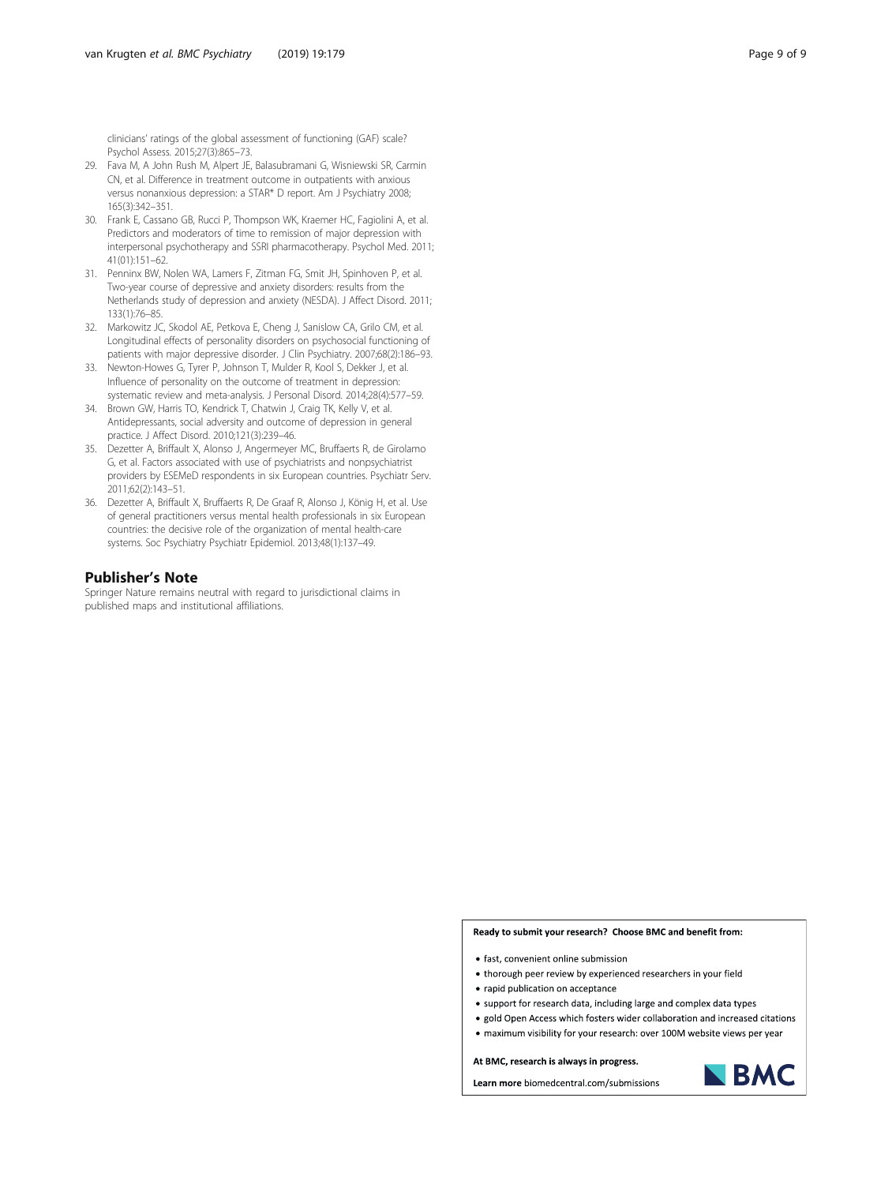clinicians' ratings of the global assessment of functioning (GAF) scale? Psychol Assess. 2015;27(3):865–73.

29. Fava M, A John Rush M, Alpert JE, Balasubramani G, Wisniewski SR, Carmin CN, et al. Difference in treatment outcome in outpatients with anxious versus nonanxious depression: a STAR* D report. Am J Psychiatry 2008; 165(3):342–351.
30. Frank E, Cassano GB, Rucci P, Thompson WK, Kraemer HC, Fagiolini A, et al. Predictors and moderators of time to remission of major depression with interpersonal psychotherapy and SSRI pharmacotherapy. Psychol Med. 2011; 41(01):151–62.
31. Penninx BW, Nolen WA, Lamers F, Zitman FG, Smit JH, Spinhoven P, et al. Two-year course of depressive and anxiety disorders: results from the Netherlands study of depression and anxiety (NESDA). J Affect Disord. 2011; 133(1):76–85.
32. Markowitz JC, Skodol AE, Petkova E, Cheng J, Sanislow CA, Grilo CM, et al. Longitudinal effects of personality disorders on psychosocial functioning of patients with major depressive disorder. J Clin Psychiatry. 2007;68(2):186–93.
33. Newton-Howes G, Tyrer P, Johnson T, Mulder R, Kool S, Dekker J, et al. Influence of personality on the outcome of treatment in depression: systematic review and meta-analysis. J Personal Disord. 2014;28(4):577–59.
34. Brown GW, Harris TO, Kendrick T, Chatwin J, Craig TK, Kelly V, et al. Antidepressants, social adversity and outcome of depression in general practice. J Affect Disord. 2010;121(3):239–46.
35. Dezetter A, Briffault X, Alonso J, Angermeyer MC, Bruffaerts R, de Girolamo G, et al. Factors associated with use of psychiatrists and nonpsychiatrist providers by ESEMeD respondents in six European countries. Psychiatr Serv. 2011;62(2):143–51.
36. Dezetter A, Briffault X, Bruffaerts R, De Graaf R, Alonso J, König H, et al. Use of general practitioners versus mental health professionals in six European countries: the decisive role of the organization of mental health-care systems. Soc Psychiatry Psychiatr Epidemiol. 2013;48(1):137–49.

## Publisher's Note

Springer Nature remains neutral with regard to jurisdictional claims in published maps and institutional affiliations.

**Ready to submit your research? Choose BMC and benefit from:**

- fast, convenient online submission
- thorough peer review by experienced researchers in your field
- rapid publication on acceptance
- support for research data, including large and complex data types
- gold Open Access which fosters wider collaboration and increased citations
- maximum visibility for your research: over 100M website views per year

**At BMC, research is always in progress.**

**Learn more** biomedcentral.com/submissions

BMC